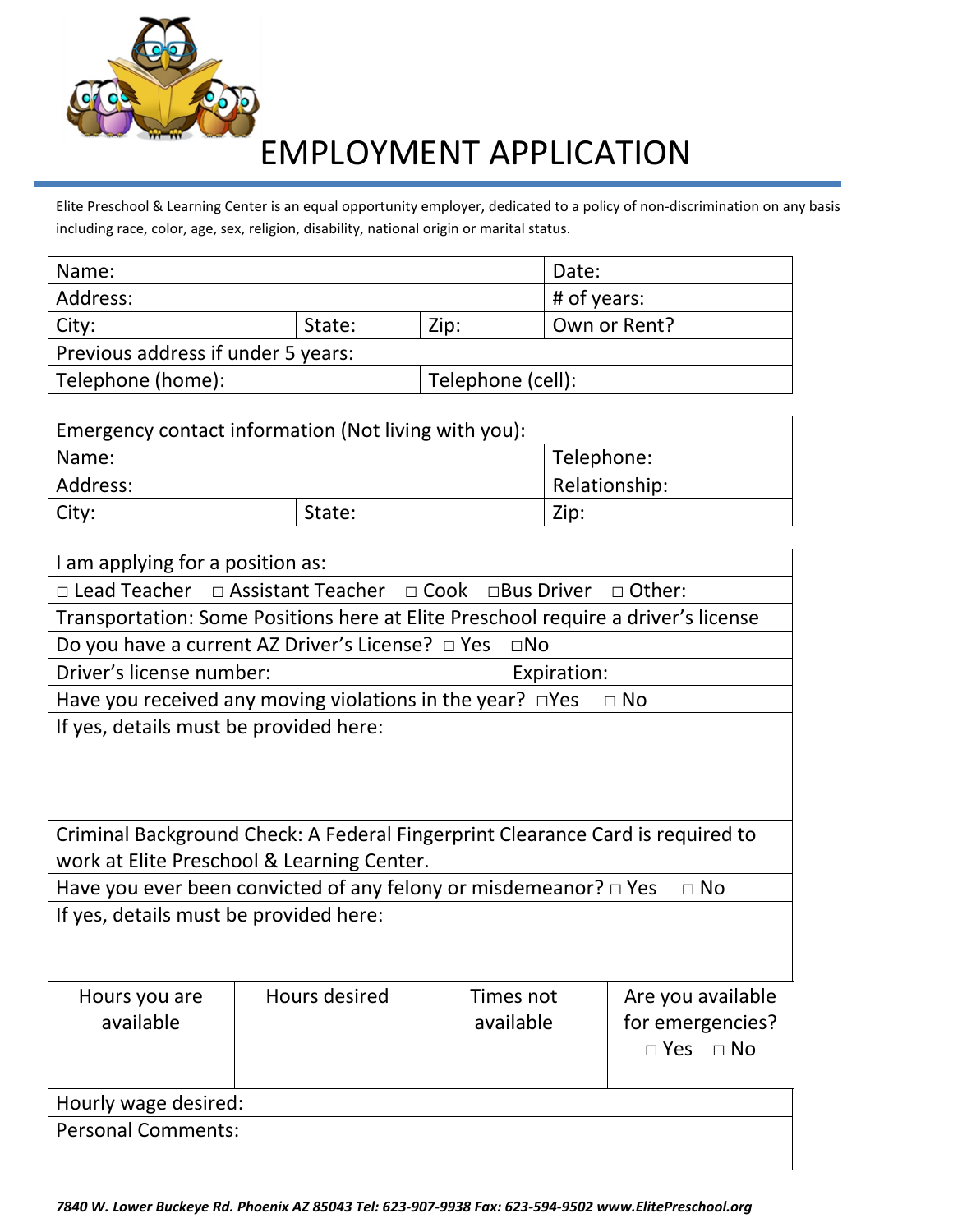# EMPLOYMENT APPLICATION

Elite Preschool & Learning Center is an equal opportunity employer, dedicated to a policy of non-discrimination on any basis including race, color, age, sex, religion, disability, national origin or marital status.

| Name: | | | Date: |
|---|---|---|---|
| Address: | | | # of years: |
| City: | State: | Zip: | Own or Rent? |
| Previous address if under 5 years: | | | |
| Telephone (home): | | Telephone (cell): | |

| Emergency contact information (Not living with you): | | |
|---|---|---|
| Name: | | Telephone: |
| Address: | | Relationship: |
| City: | State: | Zip: |

| I am applying for a position as: | |
|---|---|
| □ Lead Teacher □ Assistant Teacher □ Cook □Bus Driver □ Other: | |
| Transportation: Some Positions here at Elite Preschool require a driver's license | |
| Do you have a current AZ Driver's License? □ Yes □No | |
| Driver's license number: | Expiration: |
| Have you received any moving violations in the year? □Yes □ No | |
| If yes, details must be provided here: | |
| Criminal Background Check: A Federal Fingerprint Clearance Card is required to work at Elite Preschool & Learning Center. | |
| Have you ever been convicted of any felony or misdemeanor? □ Yes □ No | |
| If yes, details must be provided here: | |

| Hours you are available | Hours desired | Times not available | Are you available for emergencies? □ Yes □ No |
|---|---|---|---|
| | | | |
| Hourly wage desired: | | | |
| Personal Comments: | | | |

*7840 W. Lower Buckeye Rd. Phoenix AZ 85043 Tel: 623-907-9938 Fax: 623-594-9502 www.ElitePreschool.org*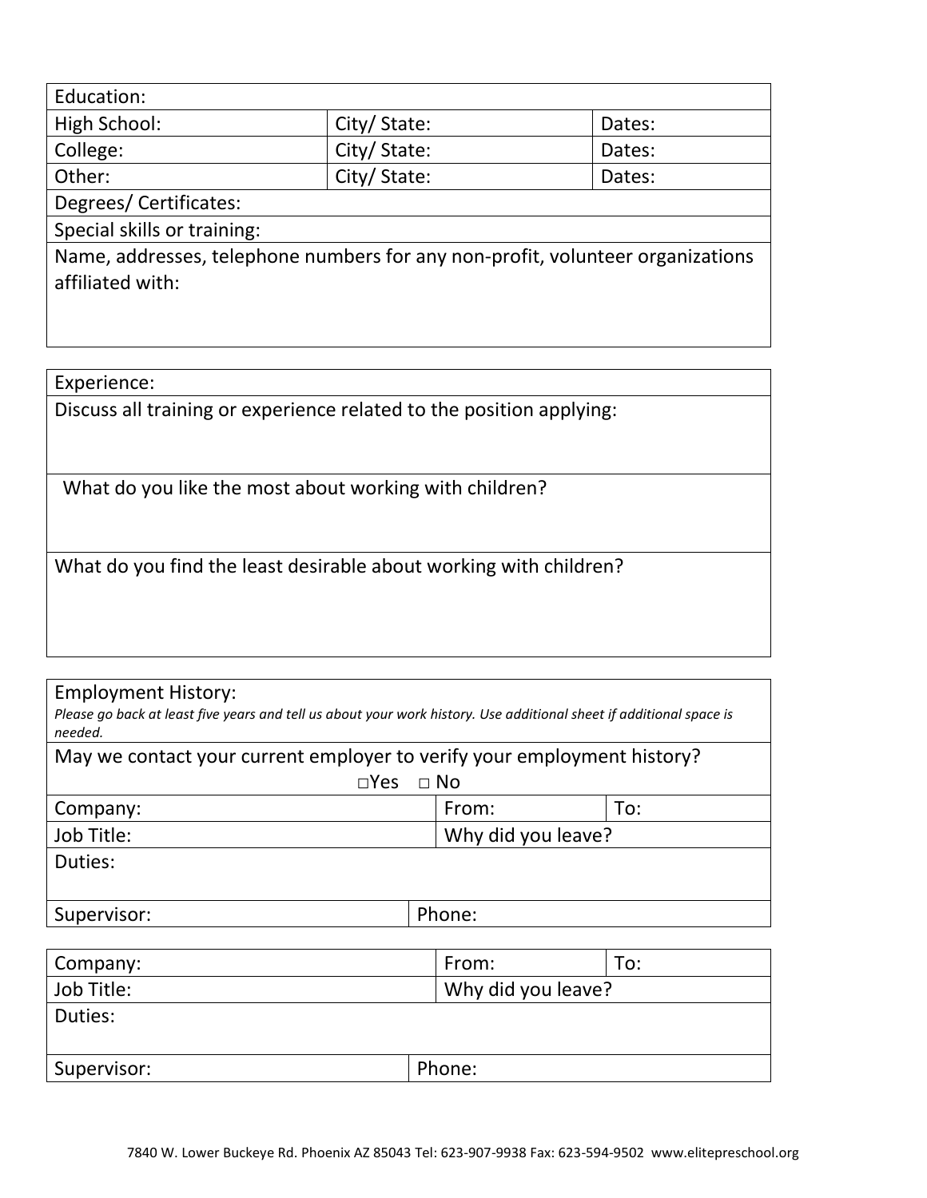| Education: | | |
|---|---|---|
| High School: | City/ State: | Dates: |
| College: | City/ State: | Dates: |
| Other: | City/ State: | Dates: |
| Degrees/ Certificates: | | |
| Special skills or training: | | |
| Name, addresses, telephone numbers for any non-profit, volunteer organizations affiliated with: | | |

| Experience: |
|---|
| Discuss all training or experience related to the position applying: |
| What do you like the most about working with children? |
| What do you find the least desirable about working with children? |

**Employment History:**

*Please go back at least five years and tell us about your work history. Use additional sheet if additional space is needed.*

May we contact your current employer to verify your employment history?

□Yes □ No

| Company: | From: | To: |
|---|---|---|
| Job Title: | Why did you leave? | |
| Duties: | | |
| Supervisor: | Phone: | |

| Company: | From: | To: |
|---|---|---|
| Job Title: | Why did you leave? | |
| Duties: | | |
| Supervisor: | Phone: | |

7840 W. Lower Buckeye Rd. Phoenix AZ 85043 Tel: 623-907-9938 Fax: 623-594-9502 www.elitepreschool.org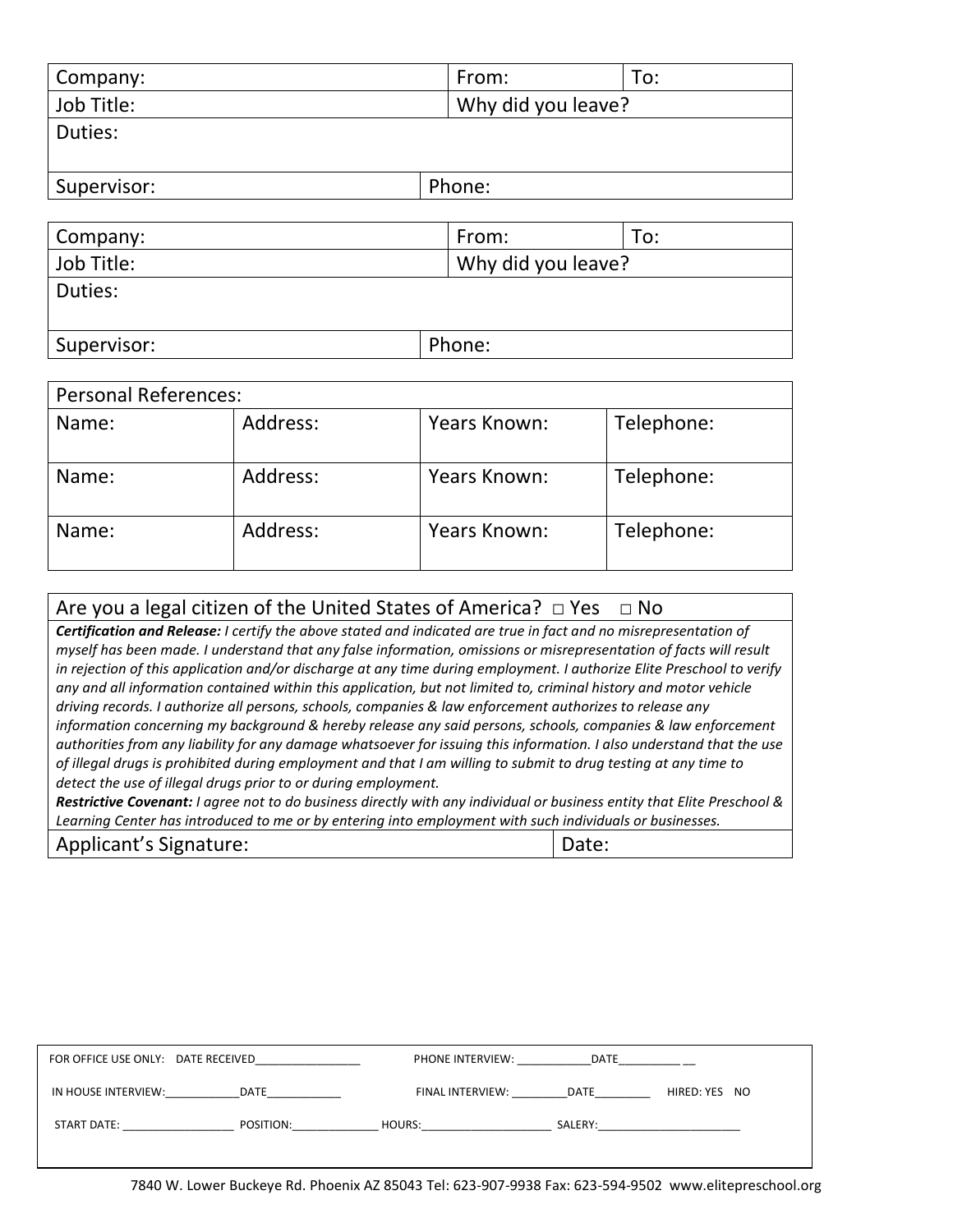| | | |
|---|---|---|
| Company: | From: | To: |
| Job Title: | Why did you leave? | |
| Duties: | | |
| Supervisor: | Phone: | |

| | | |
|---|---|---|
| Company: | From: | To: |
| Job Title: | Why did you leave? | |
| Duties: | | |
| Supervisor: | Phone: | |

| Personal References: | | | |
|---|---|---|---|
| Name: | Address: | Years Known: | Telephone: |
| Name: | Address: | Years Known: | Telephone: |
| Name: | Address: | Years Known: | Telephone: |

Are you a legal citizen of the United States of America? □ Yes □ No

***Certification and Release:*** *I certify the above stated and indicated are true in fact and no misrepresentation of myself has been made. I understand that any false information, omissions or misrepresentation of facts will result in rejection of this application and/or discharge at any time during employment. I authorize Elite Preschool to verify any and all information contained within this application, but not limited to, criminal history and motor vehicle driving records. I authorize all persons, schools, companies & law enforcement authorizes to release any information concerning my background & hereby release any said persons, schools, companies & law enforcement authorities from any liability for any damage whatsoever for issuing this information. I also understand that the use of illegal drugs is prohibited during employment and that I am willing to submit to drug testing at any time to detect the use of illegal drugs prior to or during employment.*

***Restrictive Covenant:*** *I agree not to do business directly with any individual or business entity that Elite Preschool & Learning Center has introduced to me or by entering into employment with such individuals or businesses.*

| | |
|---|---|
| Applicant's Signature: | Date: |

FOR OFFICE USE ONLY: DATE RECEIVED_________________ PHONE INTERVIEW: ____________DATE__________ __

IN HOUSE INTERVIEW:____________DATE____________ FINAL INTERVIEW: _________DATE_________ HIRED: YES NO

START DATE: __________________ POSITION:______________ HOURS:_____________________ SALERY:_______________________

7840 W. Lower Buckeye Rd. Phoenix AZ 85043 Tel: 623-907-9938 Fax: 623-594-9502 www.elitepreschool.org